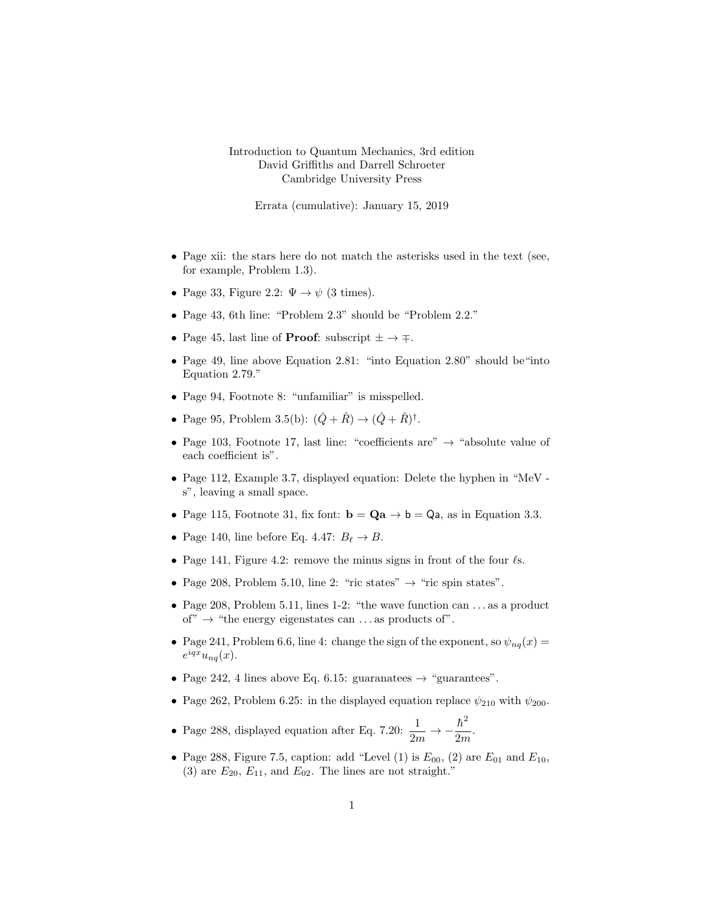Introduction to Quantum Mechanics, 3rd edition
David Griffiths and Darrell Schroeter
Cambridge University Press

Errata (cumulative): January 15, 2019

- Page xii: the stars here do not match the asterisks used in the text (see, for example, Problem 1.3).
- Page 33, Figure 2.2: $\Psi \to \psi$ (3 times).
- Page 43, 6th line: "Problem 2.3" should be "Problem 2.2."
- Page 45, last line of **Proof**: subscript $\pm \to \mp$.
- Page 49, line above Equation 2.81: "into Equation 2.80" should be"into Equation 2.79."
- Page 94, Footnote 8: "unfamiliar" is misspelled.
- Page 95, Problem 3.5(b): $(\hat{Q} + \hat{R}) \to (\hat{Q} + \hat{R})^\dagger$.
- Page 103, Footnote 17, last line: "coefficients are" $\to$ "absolute value of each coefficient is".
- Page 112, Example 3.7, displayed equation: Delete the hyphen in "MeV - s", leaving a small space.
- Page 115, Footnote 31, fix font: $\mathbf{b} = \mathbf{Qa} \to \mathsf{b} = \mathsf{Qa}$, as in Equation 3.3.
- Page 140, line before Eq. 4.47: $B_\ell \to B$.
- Page 141, Figure 4.2: remove the minus signs in front of the four $\ell$s.
- Page 208, Problem 5.10, line 2: "ric states" $\to$ "ric spin states".
- Page 208, Problem 5.11, lines 1-2: "the wave function can ... as a product of" $\to$ "the energy eigenstates can ... as products of".
- Page 241, Problem 6.6, line 4: change the sign of the exponent, so $\psi_{nq}(x) = e^{iqx}u_{nq}(x)$.
- Page 242, 4 lines above Eq. 6.15: guaranatees $\to$ "guarantees".
- Page 262, Problem 6.25: in the displayed equation replace $\psi_{210}$ with $\psi_{200}$.
- Page 288, displayed equation after Eq. 7.20: $\dfrac{1}{2m} \to -\dfrac{\hbar^2}{2m}$.
- Page 288, Figure 7.5, caption: add "Level (1) is $E_{00}$, (2) are $E_{01}$ and $E_{10}$, (3) are $E_{20}$, $E_{11}$, and $E_{02}$. The lines are not straight."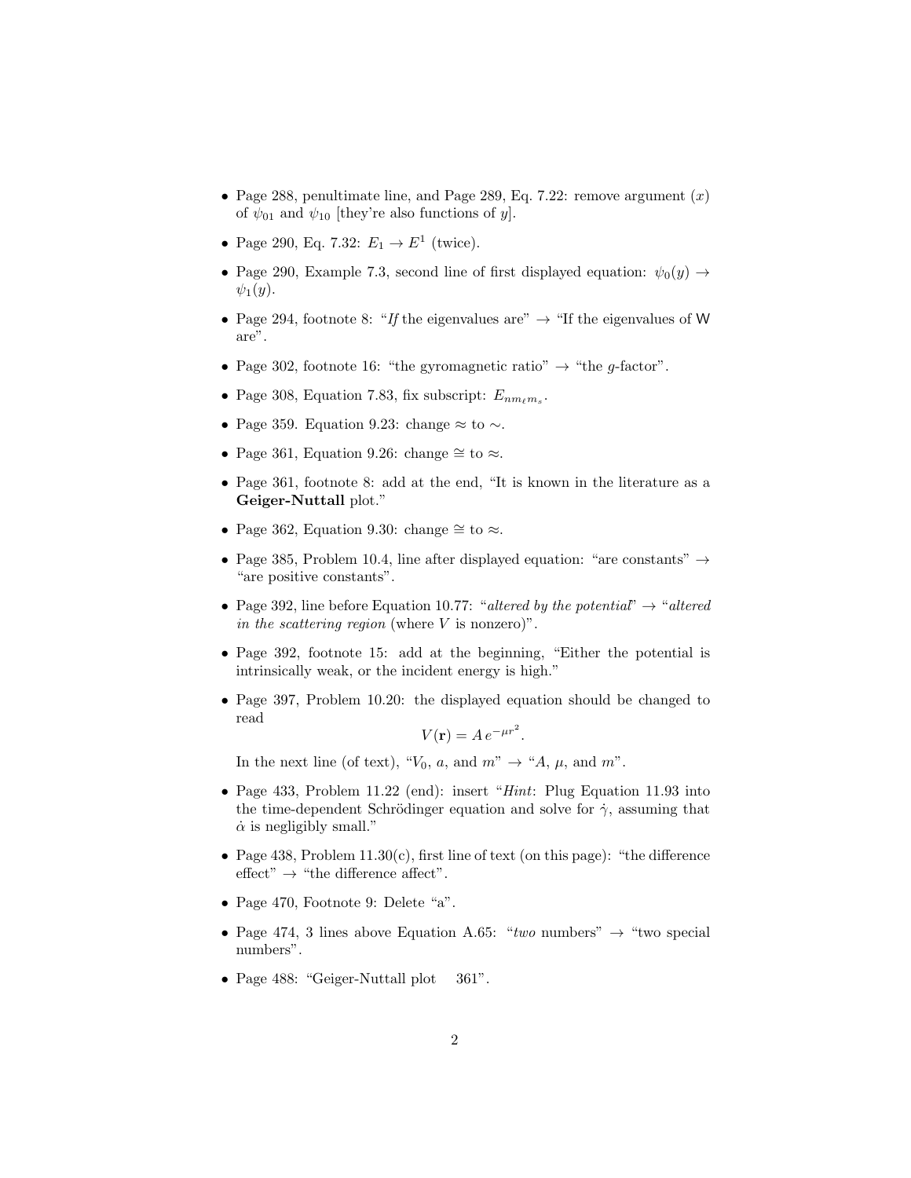- Page 288, penultimate line, and Page 289, Eq. 7.22: remove argument $(x)$ of $\psi_{01}$ and $\psi_{10}$ [they're also functions of $y$].
- Page 290, Eq. 7.32: $E_1 \to E^1$ (twice).
- Page 290, Example 7.3, second line of first displayed equation: $\psi_0(y) \to \psi_1(y)$.
- Page 294, footnote 8: "*If* the eigenvalues are" → "If the eigenvalues of $\mathsf{W}$ are".
- Page 302, footnote 16: "the gyromagnetic ratio" → "the $g$-factor".
- Page 308, Equation 7.83, fix subscript: $E_{nm_\ell m_s}$.
- Page 359. Equation 9.23: change $\approx$ to $\sim$.
- Page 361, Equation 9.26: change $\cong$ to $\approx$.
- Page 361, footnote 8: add at the end, "It is known in the literature as a **Geiger-Nuttall** plot."
- Page 362, Equation 9.30: change $\cong$ to $\approx$.
- Page 385, Problem 10.4, line after displayed equation: "are constants" → "are positive constants".
- Page 392, line before Equation 10.77: "*altered by the potential*" → "*altered in the scattering region* (where $V$ is nonzero)".
- Page 392, footnote 15: add at the beginning, "Either the potential is intrinsically weak, or the incident energy is high."
- Page 397, Problem 10.20: the displayed equation should be changed to read

  $$V(\mathbf{r}) = A\, e^{-\mu r^2}.$$

  In the next line (of text), "$V_0$, $a$, and $m$" → "$A$, $\mu$, and $m$".
- Page 433, Problem 11.22 (end): insert "*Hint*: Plug Equation 11.93 into the time-dependent Schrödinger equation and solve for $\dot{\gamma}$, assuming that $\dot{\alpha}$ is negligibly small."
- Page 438, Problem 11.30(c), first line of text (on this page): "the difference effect" → "the difference affect".
- Page 470, Footnote 9: Delete "a".
- Page 474, 3 lines above Equation A.65: "*two* numbers" → "two special numbers".
- Page 488: "Geiger-Nuttall plot 361".